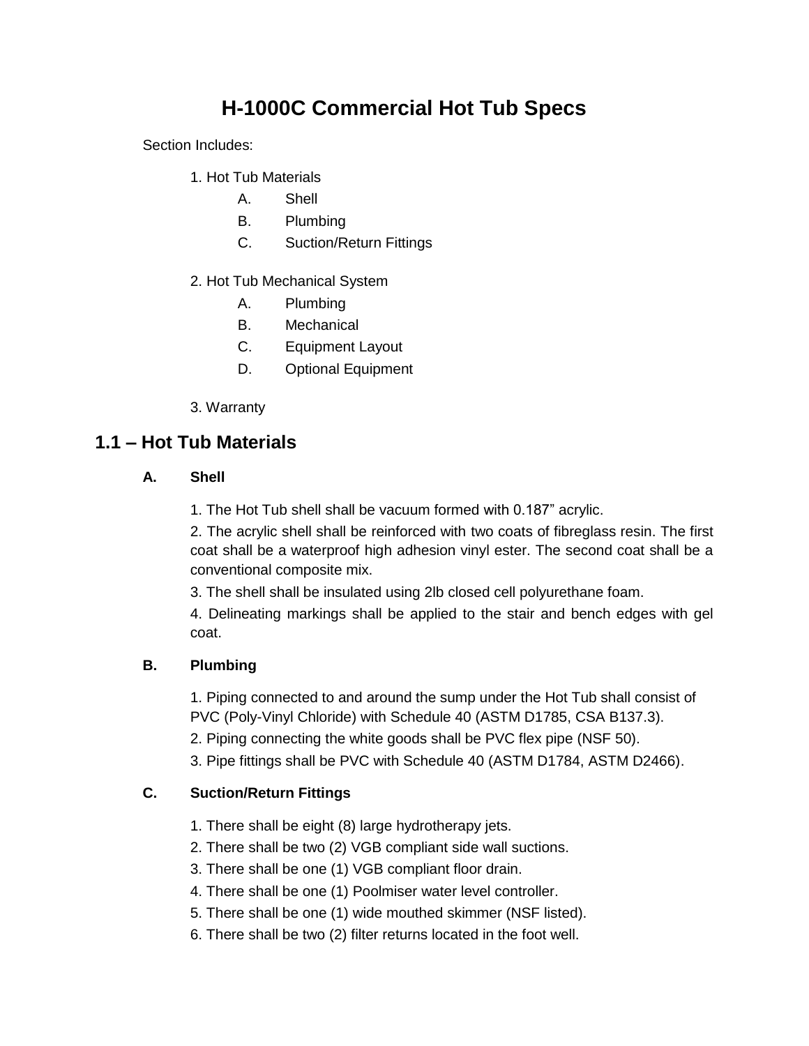# H-1000C Commercial Hot Tub Specs

Section Includes:

1. Hot Tub Materials
   - A. Shell
   - B. Plumbing
   - C. Suction/Return Fittings

2. Hot Tub Mechanical System
   - A. Plumbing
   - B. Mechanical
   - C. Equipment Layout
   - D. Optional Equipment

3. Warranty

## 1.1 – Hot Tub Materials

### A. Shell

1. The Hot Tub shell shall be vacuum formed with 0.187” acrylic.
2. The acrylic shell shall be reinforced with two coats of fibreglass resin. The first coat shall be a waterproof high adhesion vinyl ester. The second coat shall be a conventional composite mix.
3. The shell shall be insulated using 2lb closed cell polyurethane foam.
4. Delineating markings shall be applied to the stair and bench edges with gel coat.

### B. Plumbing

1. Piping connected to and around the sump under the Hot Tub shall consist of PVC (Poly-Vinyl Chloride) with Schedule 40 (ASTM D1785, CSA B137.3).
2. Piping connecting the white goods shall be PVC flex pipe (NSF 50).
3. Pipe fittings shall be PVC with Schedule 40 (ASTM D1784, ASTM D2466).

### C. Suction/Return Fittings

1. There shall be eight (8) large hydrotherapy jets.
2. There shall be two (2) VGB compliant side wall suctions.
3. There shall be one (1) VGB compliant floor drain.
4. There shall be one (1) Poolmiser water level controller.
5. There shall be one (1) wide mouthed skimmer (NSF listed).
6. There shall be two (2) filter returns located in the foot well.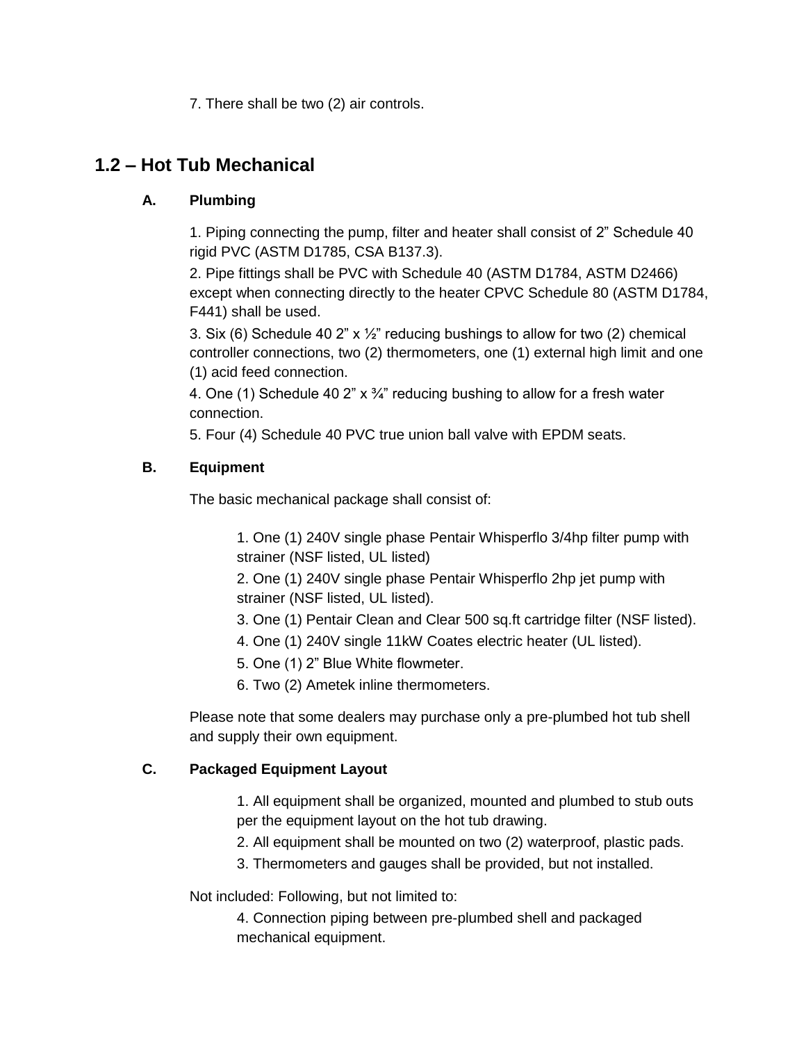7. There shall be two (2) air controls.

## 1.2 – Hot Tub Mechanical

### A. Plumbing

1. Piping connecting the pump, filter and heater shall consist of 2" Schedule 40 rigid PVC (ASTM D1785, CSA B137.3).
2. Pipe fittings shall be PVC with Schedule 40 (ASTM D1784, ASTM D2466) except when connecting directly to the heater CPVC Schedule 80 (ASTM D1784, F441) shall be used.
3. Six (6) Schedule 40 2" x ½" reducing bushings to allow for two (2) chemical controller connections, two (2) thermometers, one (1) external high limit and one (1) acid feed connection.
4. One (1) Schedule 40 2" x ¾" reducing bushing to allow for a fresh water connection.
5. Four (4) Schedule 40 PVC true union ball valve with EPDM seats.

### B. Equipment

The basic mechanical package shall consist of:

1. One (1) 240V single phase Pentair Whisperflo 3/4hp filter pump with strainer (NSF listed, UL listed)
2. One (1) 240V single phase Pentair Whisperflo 2hp jet pump with strainer (NSF listed, UL listed).
3. One (1) Pentair Clean and Clear 500 sq.ft cartridge filter (NSF listed).
4. One (1) 240V single 11kW Coates electric heater (UL listed).
5. One (1) 2" Blue White flowmeter.
6. Two (2) Ametek inline thermometers.

Please note that some dealers may purchase only a pre-plumbed hot tub shell and supply their own equipment.

### C. Packaged Equipment Layout

1. All equipment shall be organized, mounted and plumbed to stub outs per the equipment layout on the hot tub drawing.
2. All equipment shall be mounted on two (2) waterproof, plastic pads.
3. Thermometers and gauges shall be provided, but not installed.

Not included: Following, but not limited to:

4. Connection piping between pre-plumbed shell and packaged mechanical equipment.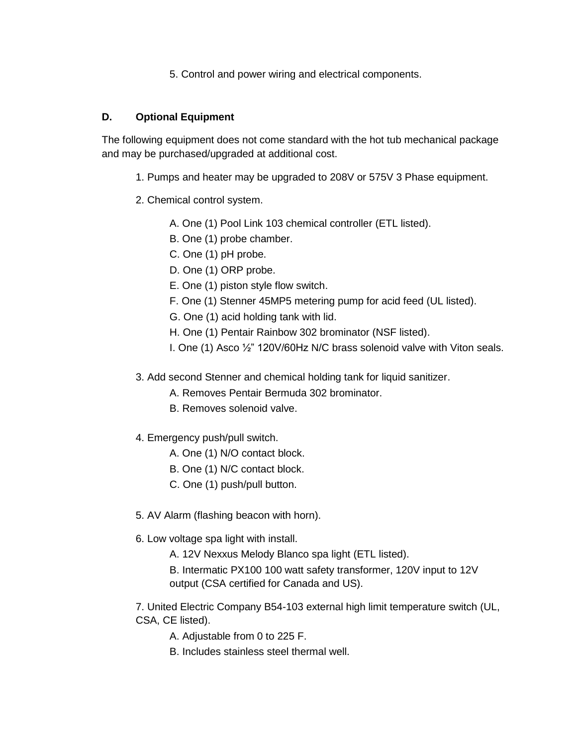5. Control and power wiring and electrical components.

### D. Optional Equipment

The following equipment does not come standard with the hot tub mechanical package and may be purchased/upgraded at additional cost.

1. Pumps and heater may be upgraded to 208V or 575V 3 Phase equipment.

2. Chemical control system.

   A. One (1) Pool Link 103 chemical controller (ETL listed).
   B. One (1) probe chamber.
   C. One (1) pH probe.
   D. One (1) ORP probe.
   E. One (1) piston style flow switch.
   F. One (1) Stenner 45MP5 metering pump for acid feed (UL listed).
   G. One (1) acid holding tank with lid.
   H. One (1) Pentair Rainbow 302 brominator (NSF listed).
   I. One (1) Asco ½" 120V/60Hz N/C brass solenoid valve with Viton seals.

3. Add second Stenner and chemical holding tank for liquid sanitizer.
   A. Removes Pentair Bermuda 302 brominator.
   B. Removes solenoid valve.

4. Emergency push/pull switch.
   A. One (1) N/O contact block.
   B. One (1) N/C contact block.
   C. One (1) push/pull button.

5. AV Alarm (flashing beacon with horn).

6. Low voltage spa light with install.
   A. 12V Nexxus Melody Blanco spa light (ETL listed).
   B. Intermatic PX100 100 watt safety transformer, 120V input to 12V output (CSA certified for Canada and US).

7. United Electric Company B54-103 external high limit temperature switch (UL, CSA, CE listed).
   A. Adjustable from 0 to 225 F.
   B. Includes stainless steel thermal well.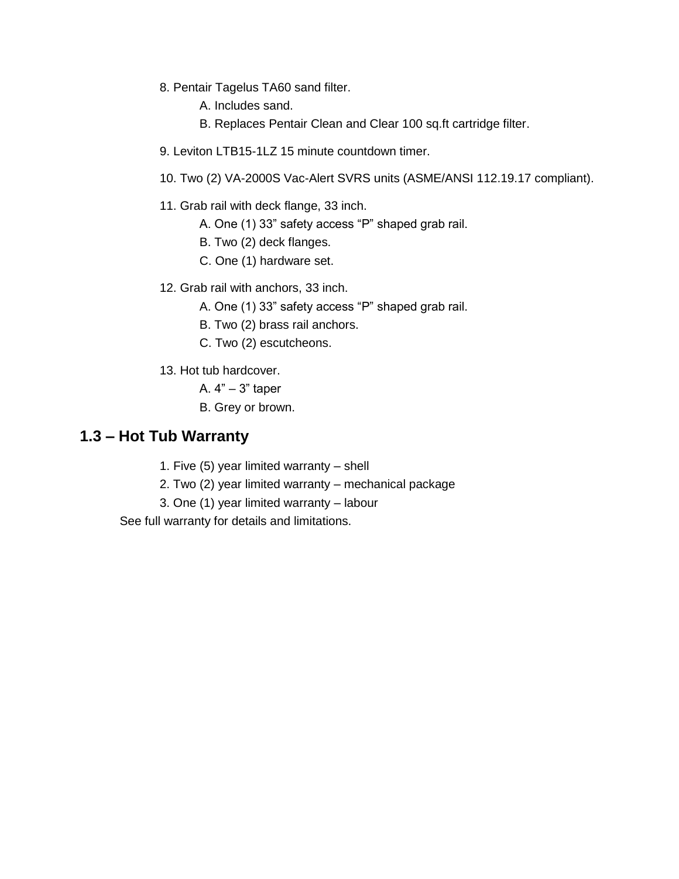8. Pentair Tagelus TA60 sand filter.
    - A. Includes sand.
    - B. Replaces Pentair Clean and Clear 100 sq.ft cartridge filter.

9. Leviton LTB15-1LZ 15 minute countdown timer.

10. Two (2) VA-2000S Vac-Alert SVRS units (ASME/ANSI 112.19.17 compliant).

11. Grab rail with deck flange, 33 inch.
    - A. One (1) 33" safety access "P" shaped grab rail.
    - B. Two (2) deck flanges.
    - C. One (1) hardware set.

12. Grab rail with anchors, 33 inch.
    - A. One (1) 33" safety access "P" shaped grab rail.
    - B. Two (2) brass rail anchors.
    - C. Two (2) escutcheons.

13. Hot tub hardcover.
    - A. 4" – 3" taper
    - B. Grey or brown.

## 1.3 – Hot Tub Warranty

1. Five (5) year limited warranty – shell
2. Two (2) year limited warranty – mechanical package
3. One (1) year limited warranty – labour

See full warranty for details and limitations.